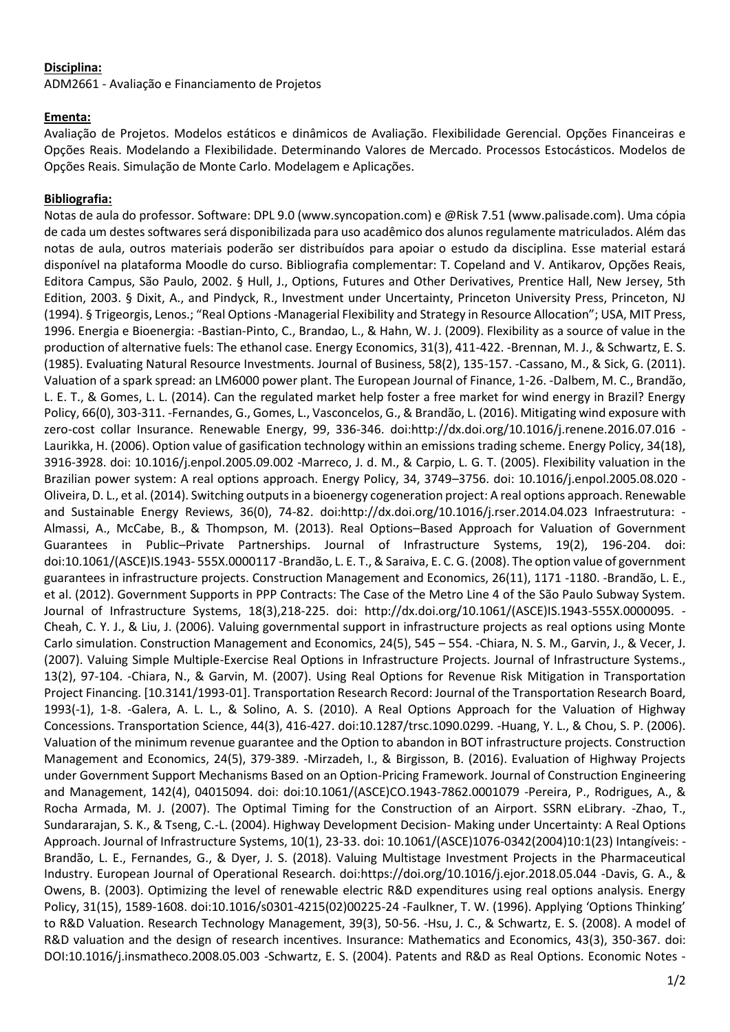**Disciplina:**

ADM2661 - Avaliação e Financiamento de Projetos

**Ementa:**

Avaliação de Projetos. Modelos estáticos e dinâmicos de Avaliação. Flexibilidade Gerencial. Opções Financeiras e Opções Reais. Modelando a Flexibilidade. Determinando Valores de Mercado. Processos Estocásticos. Modelos de Opções Reais. Simulação de Monte Carlo. Modelagem e Aplicações.

**Bibliografia:**

Notas de aula do professor. Software: DPL 9.0 (www.syncopation.com) e @Risk 7.51 (www.palisade.com). Uma cópia de cada um destes softwares será disponibilizada para uso acadêmico dos alunos regulamente matriculados. Além das notas de aula, outros materiais poderão ser distribuídos para apoiar o estudo da disciplina. Esse material estará disponível na plataforma Moodle do curso. Bibliografia complementar: T. Copeland and V. Antikarov, Opções Reais, Editora Campus, São Paulo, 2002. § Hull, J., Options, Futures and Other Derivatives, Prentice Hall, New Jersey, 5th Edition, 2003. § Dixit, A., and Pindyck, R., Investment under Uncertainty, Princeton University Press, Princeton, NJ (1994). § Trigeorgis, Lenos.; "Real Options -Managerial Flexibility and Strategy in Resource Allocation"; USA, MIT Press, 1996. Energia e Bioenergia: -Bastian-Pinto, C., Brandao, L., & Hahn, W. J. (2009). Flexibility as a source of value in the production of alternative fuels: The ethanol case. Energy Economics, 31(3), 411-422. -Brennan, M. J., & Schwartz, E. S. (1985). Evaluating Natural Resource Investments. Journal of Business, 58(2), 135-157. -Cassano, M., & Sick, G. (2011). Valuation of a spark spread: an LM6000 power plant. The European Journal of Finance, 1-26. -Dalbem, M. C., Brandão, L. E. T., & Gomes, L. L. (2014). Can the regulated market help foster a free market for wind energy in Brazil? Energy Policy, 66(0), 303-311. -Fernandes, G., Gomes, L., Vasconcelos, G., & Brandão, L. (2016). Mitigating wind exposure with zero-cost collar Insurance. Renewable Energy, 99, 336-346. doi:http://dx.doi.org/10.1016/j.renene.2016.07.016 -Laurikka, H. (2006). Option value of gasification technology within an emissions trading scheme. Energy Policy, 34(18), 3916-3928. doi: 10.1016/j.enpol.2005.09.002 -Marreco, J. d. M., & Carpio, L. G. T. (2005). Flexibility valuation in the Brazilian power system: A real options approach. Energy Policy, 34, 3749–3756. doi: 10.1016/j.enpol.2005.08.020 -Oliveira, D. L., et al. (2014). Switching outputs in a bioenergy cogeneration project: A real options approach. Renewable and Sustainable Energy Reviews, 36(0), 74-82. doi:http://dx.doi.org/10.1016/j.rser.2014.04.023 Infraestrutura: -Almassi, A., McCabe, B., & Thompson, M. (2013). Real Options–Based Approach for Valuation of Government Guarantees in Public–Private Partnerships. Journal of Infrastructure Systems, 19(2), 196-204. doi: doi:10.1061/(ASCE)IS.1943- 555X.0000117 -Brandão, L. E. T., & Saraiva, E. C. G. (2008). The option value of government guarantees in infrastructure projects. Construction Management and Economics, 26(11), 1171 -1180. -Brandão, L. E., et al. (2012). Government Supports in PPP Contracts: The Case of the Metro Line 4 of the São Paulo Subway System. Journal of Infrastructure Systems, 18(3),218-225. doi: http://dx.doi.org/10.1061/(ASCE)IS.1943-555X.0000095. -Cheah, C. Y. J., & Liu, J. (2006). Valuing governmental support in infrastructure projects as real options using Monte Carlo simulation. Construction Management and Economics, 24(5), 545 – 554. -Chiara, N. S. M., Garvin, J., & Vecer, J. (2007). Valuing Simple Multiple-Exercise Real Options in Infrastructure Projects. Journal of Infrastructure Systems., 13(2), 97-104. -Chiara, N., & Garvin, M. (2007). Using Real Options for Revenue Risk Mitigation in Transportation Project Financing. [10.3141/1993-01]. Transportation Research Record: Journal of the Transportation Research Board, 1993(-1), 1-8. -Galera, A. L. L., & Solino, A. S. (2010). A Real Options Approach for the Valuation of Highway Concessions. Transportation Science, 44(3), 416-427. doi:10.1287/trsc.1090.0299. -Huang, Y. L., & Chou, S. P. (2006). Valuation of the minimum revenue guarantee and the Option to abandon in BOT infrastructure projects. Construction Management and Economics, 24(5), 379-389. -Mirzadeh, I., & Birgisson, B. (2016). Evaluation of Highway Projects under Government Support Mechanisms Based on an Option-Pricing Framework. Journal of Construction Engineering and Management, 142(4), 04015094. doi: doi:10.1061/(ASCE)CO.1943-7862.0001079 -Pereira, P., Rodrigues, A., & Rocha Armada, M. J. (2007). The Optimal Timing for the Construction of an Airport. SSRN eLibrary. -Zhao, T., Sundararajan, S. K., & Tseng, C.-L. (2004). Highway Development Decision- Making under Uncertainty: A Real Options Approach. Journal of Infrastructure Systems, 10(1), 23-33. doi: 10.1061/(ASCE)1076-0342(2004)10:1(23) Intangíveis: -Brandão, L. E., Fernandes, G., & Dyer, J. S. (2018). Valuing Multistage Investment Projects in the Pharmaceutical Industry. European Journal of Operational Research. doi:https://doi.org/10.1016/j.ejor.2018.05.044 -Davis, G. A., & Owens, B. (2003). Optimizing the level of renewable electric R&D expenditures using real options analysis. Energy Policy, 31(15), 1589-1608. doi:10.1016/s0301-4215(02)00225-24 -Faulkner, T. W. (1996). Applying 'Options Thinking' to R&D Valuation. Research Technology Management, 39(3), 50-56. -Hsu, J. C., & Schwartz, E. S. (2008). A model of R&D valuation and the design of research incentives. Insurance: Mathematics and Economics, 43(3), 350-367. doi: DOI:10.1016/j.insmatheco.2008.05.003 -Schwartz, E. S. (2004). Patents and R&D as Real Options. Economic Notes -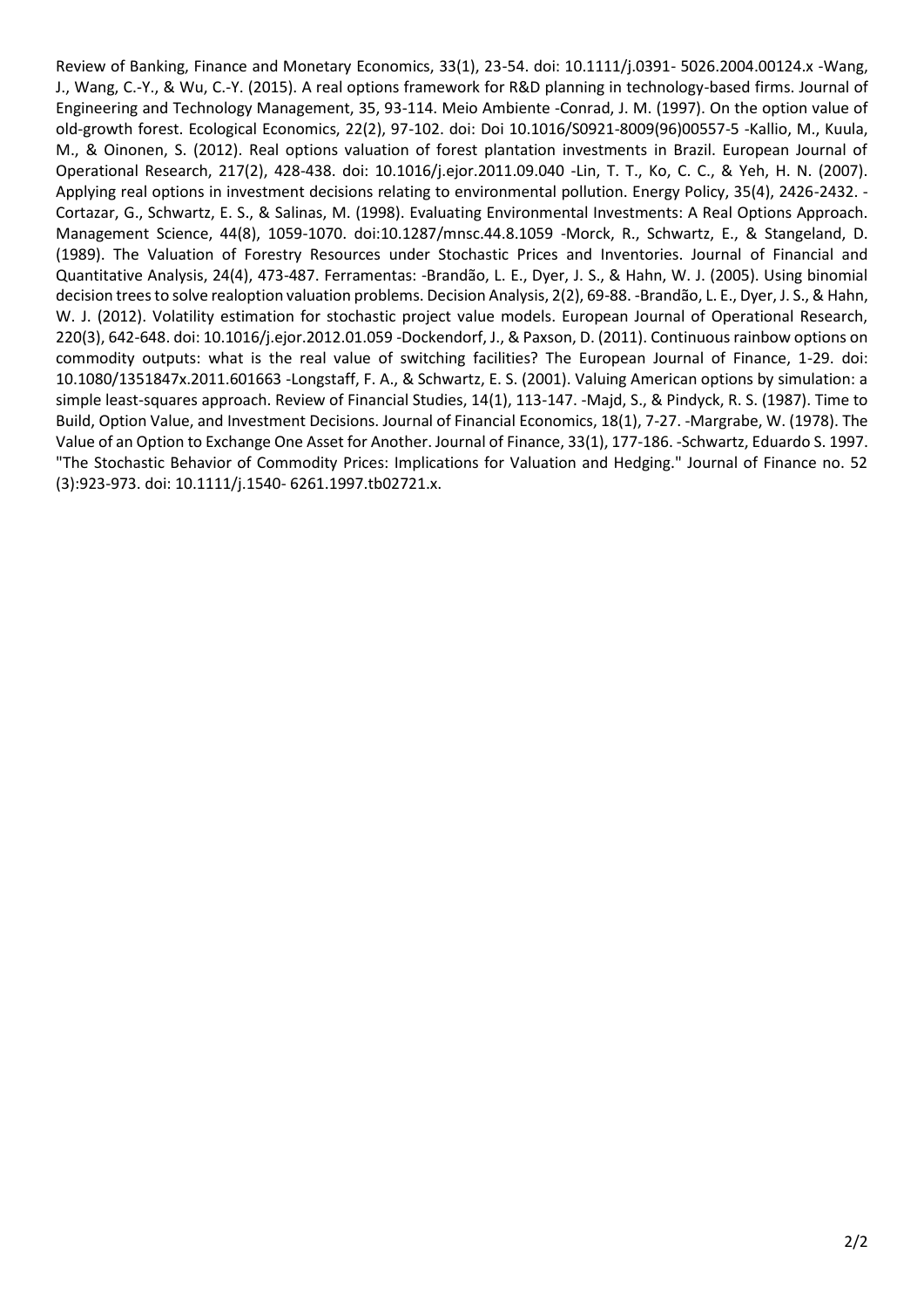Review of Banking, Finance and Monetary Economics, 33(1), 23-54. doi: 10.1111/j.0391- 5026.2004.00124.x -Wang, J., Wang, C.-Y., & Wu, C.-Y. (2015). A real options framework for R&D planning in technology-based firms. Journal of Engineering and Technology Management, 35, 93-114. Meio Ambiente -Conrad, J. M. (1997). On the option value of old-growth forest. Ecological Economics, 22(2), 97-102. doi: Doi 10.1016/S0921-8009(96)00557-5 -Kallio, M., Kuula, M., & Oinonen, S. (2012). Real options valuation of forest plantation investments in Brazil. European Journal of Operational Research, 217(2), 428-438. doi: 10.1016/j.ejor.2011.09.040 -Lin, T. T., Ko, C. C., & Yeh, H. N. (2007). Applying real options in investment decisions relating to environmental pollution. Energy Policy, 35(4), 2426-2432. - Cortazar, G., Schwartz, E. S., & Salinas, M. (1998). Evaluating Environmental Investments: A Real Options Approach. Management Science, 44(8), 1059-1070. doi:10.1287/mnsc.44.8.1059 -Morck, R., Schwartz, E., & Stangeland, D. (1989). The Valuation of Forestry Resources under Stochastic Prices and Inventories. Journal of Financial and Quantitative Analysis, 24(4), 473-487. Ferramentas: -Brandão, L. E., Dyer, J. S., & Hahn, W. J. (2005). Using binomial decision trees to solve realoption valuation problems. Decision Analysis, 2(2), 69-88. -Brandão, L. E., Dyer, J. S., & Hahn, W. J. (2012). Volatility estimation for stochastic project value models. European Journal of Operational Research, 220(3), 642-648. doi: 10.1016/j.ejor.2012.01.059 -Dockendorf, J., & Paxson, D. (2011). Continuous rainbow options on commodity outputs: what is the real value of switching facilities? The European Journal of Finance, 1-29. doi: 10.1080/1351847x.2011.601663 -Longstaff, F. A., & Schwartz, E. S. (2001). Valuing American options by simulation: a simple least-squares approach. Review of Financial Studies, 14(1), 113-147. -Majd, S., & Pindyck, R. S. (1987). Time to Build, Option Value, and Investment Decisions. Journal of Financial Economics, 18(1), 7-27. -Margrabe, W. (1978). The Value of an Option to Exchange One Asset for Another. Journal of Finance, 33(1), 177-186. -Schwartz, Eduardo S. 1997. "The Stochastic Behavior of Commodity Prices: Implications for Valuation and Hedging." Journal of Finance no. 52 (3):923-973. doi: 10.1111/j.1540- 6261.1997.tb02721.x.